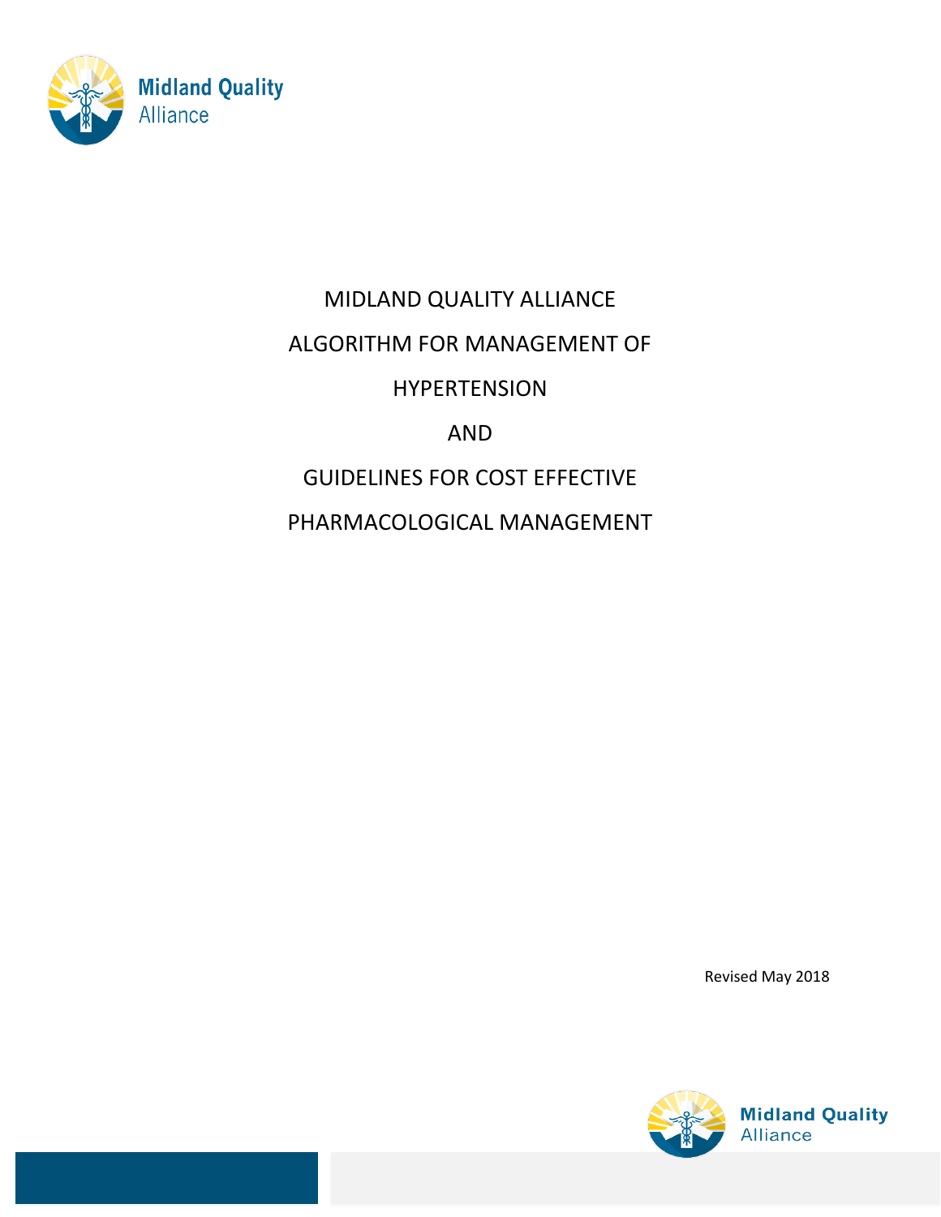Midland Quality Alliance

# MIDLAND QUALITY ALLIANCE

# ALGORITHM FOR MANAGEMENT OF

# HYPERTENSION

# AND

# GUIDELINES FOR COST EFFECTIVE

# PHARMACOLOGICAL MANAGEMENT

Revised May 2018

Midland Quality Alliance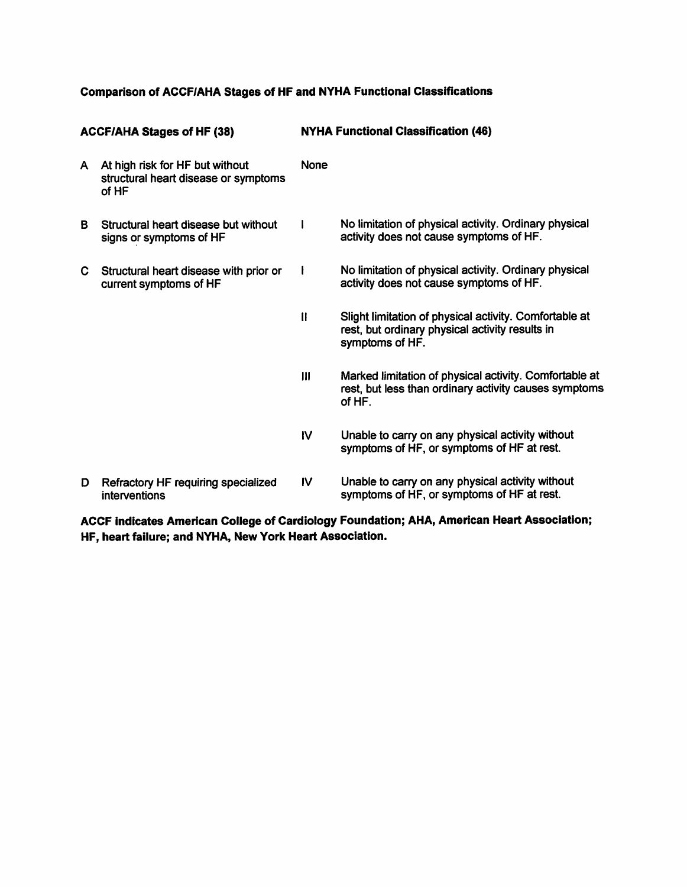**Comparison of ACCF/AHA Stages of HF and NYHA Functional Classifications**

| ACCF/AHA Stages of HF (38) | | NYHA Functional Classification (46) | |
|---|---|---|---|
| A | At high risk for HF but without structural heart disease or symptoms of HF | None | |
| B | Structural heart disease but without signs or symptoms of HF | I | No limitation of physical activity. Ordinary physical activity does not cause symptoms of HF. |
| C | Structural heart disease with prior or current symptoms of HF | I | No limitation of physical activity. Ordinary physical activity does not cause symptoms of HF. |
| | | II | Slight limitation of physical activity. Comfortable at rest, but ordinary physical activity results in symptoms of HF. |
| | | III | Marked limitation of physical activity. Comfortable at rest, but less than ordinary activity causes symptoms of HF. |
| | | IV | Unable to carry on any physical activity without symptoms of HF, or symptoms of HF at rest. |
| D | Refractory HF requiring specialized interventions | IV | Unable to carry on any physical activity without symptoms of HF, or symptoms of HF at rest. |

**ACCF indicates American College of Cardiology Foundation; AHA, American Heart Association; HF, heart failure; and NYHA, New York Heart Association.**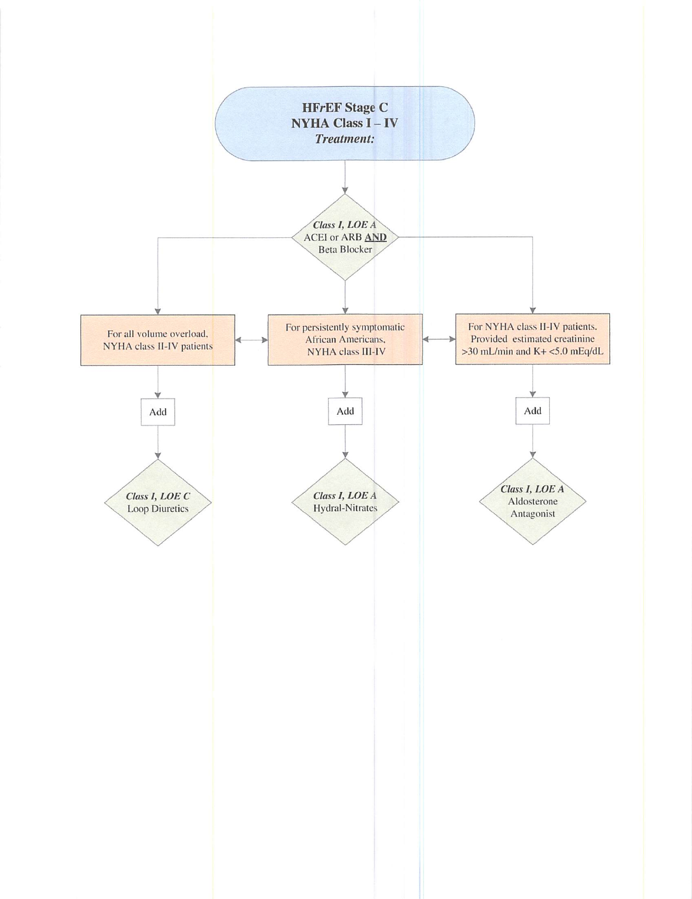**HF*r*EF Stage C**
**NYHA Class I – IV**
***Treatment:***

↓

***Class I, LOE A***
ACEI or ARB **AND**
Beta Blocker

↓

| For all volume overload, NYHA class II-IV patients | For persistently symptomatic African Americans, NYHA class III-IV | For NYHA class II-IV patients. Provided estimated creatinine >30 mL/min and K+ <5.0 mEq/dL |
|---|---|---|
| Add | Add | Add |
| ***Class I, LOE C*** Loop Diuretics | ***Class I, LOE A*** Hydral-Nitrates | ***Class I, LOE A*** Aldosterone Antagonist |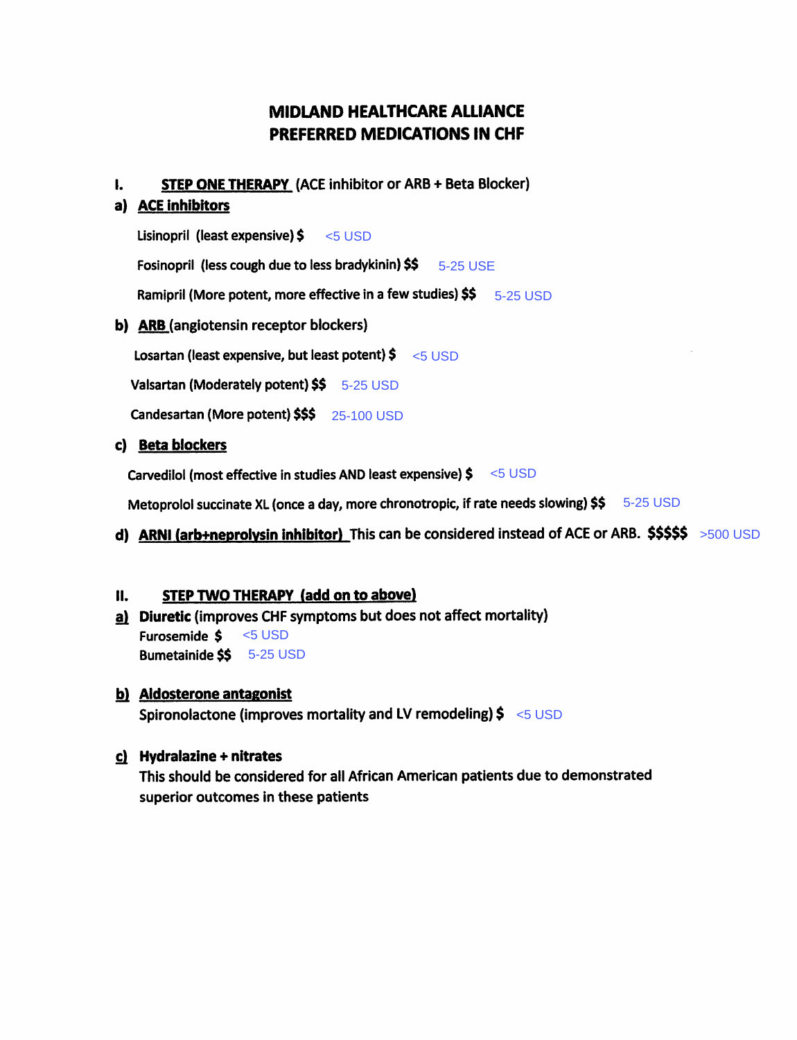# MIDLAND HEALTHCARE ALLIANCE
# PREFERRED MEDICATIONS IN CHF

**I. STEP ONE THERAPY** (ACE inhibitor or ARB + Beta Blocker)

**a) ACE inhibitors**

- Lisinopril (least expensive) $ <5 USD
- Fosinopril (less cough due to less bradykinin) $$ 5-25 USE
- Ramipril (More potent, more effective in a few studies) $$ 5-25 USD

**b) ARB** (angiotensin receptor blockers)

- Losartan (least expensive, but least potent) $ <5 USD
- Valsartan (Moderately potent) $$ 5-25 USD
- Candesartan (More potent) $$$ 25-100 USD

**c) Beta blockers**

- Carvedilol (most effective in studies AND least expensive) $ <5 USD
- Metoprolol succinate XL (once a day, more chronotropic, if rate needs slowing) $$ 5-25 USD

**d) ARNI (arb+neprolysin inhibitor)** This can be considered instead of ACE or ARB. $$$$$ >500 USD

**II. STEP TWO THERAPY (add on to above)**

**a) Diuretic** (improves CHF symptoms but does not affect mortality)

- Furosemide $ <5 USD
- Bumetainide $$ 5-25 USD

**b) Aldosterone antagonist**

Spironolactone (improves mortality and LV remodeling) $ <5 USD

**c) Hydralazine + nitrates**

This should be considered for all African American patients due to demonstrated superior outcomes in these patients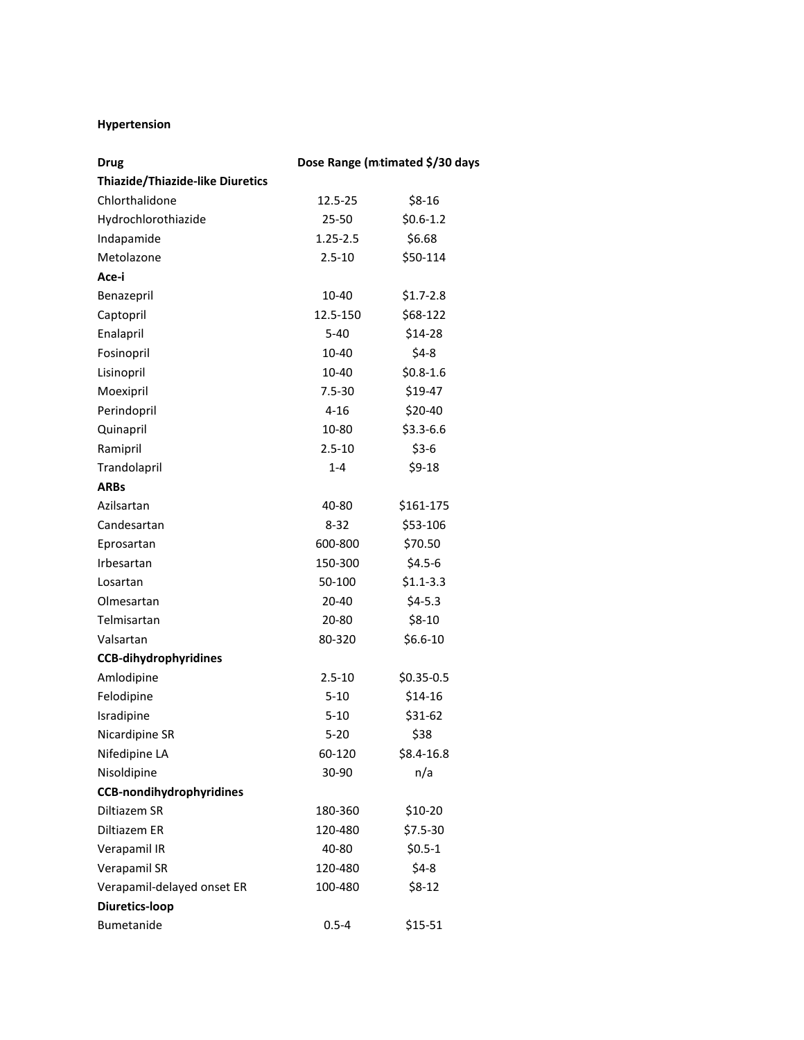**Hypertension**

| **Drug** | **Dose Range (m** | **timated $/30 days** |
|---|---|---|
| **Thiazide/Thiazide-like Diuretics** | | |
| Chlorthalidone | 12.5-25 | $8-16 |
| Hydrochlorothiazide | 25-50 | $0.6-1.2 |
| Indapamide | 1.25-2.5 | $6.68 |
| Metolazone | 2.5-10 | $50-114 |
| **Ace-i** | | |
| Benazepril | 10-40 | $1.7-2.8 |
| Captopril | 12.5-150 | $68-122 |
| Enalapril | 5-40 | $14-28 |
| Fosinopril | 10-40 | $4-8 |
| Lisinopril | 10-40 | $0.8-1.6 |
| Moexipril | 7.5-30 | $19-47 |
| Perindopril | 4-16 | $20-40 |
| Quinapril | 10-80 | $3.3-6.6 |
| Ramipril | 2.5-10 | $3-6 |
| Trandolapril | 1-4 | $9-18 |
| **ARBs** | | |
| Azilsartan | 40-80 | $161-175 |
| Candesartan | 8-32 | $53-106 |
| Eprosartan | 600-800 | $70.50 |
| Irbesartan | 150-300 | $4.5-6 |
| Losartan | 50-100 | $1.1-3.3 |
| Olmesartan | 20-40 | $4-5.3 |
| Telmisartan | 20-80 | $8-10 |
| Valsartan | 80-320 | $6.6-10 |
| **CCB-dihydrophyridines** | | |
| Amlodipine | 2.5-10 | $0.35-0.5 |
| Felodipine | 5-10 | $14-16 |
| Isradipine | 5-10 | $31-62 |
| Nicardipine SR | 5-20 | $38 |
| Nifedipine LA | 60-120 | $8.4-16.8 |
| Nisoldipine | 30-90 | n/a |
| **CCB-nondihydrophyridines** | | |
| Diltiazem SR | 180-360 | $10-20 |
| Diltiazem ER | 120-480 | $7.5-30 |
| Verapamil IR | 40-80 | $0.5-1 |
| Verapamil SR | 120-480 | $4-8 |
| Verapamil-delayed onset ER | 100-480 | $8-12 |
| **Diuretics-loop** | | |
| Bumetanide | 0.5-4 | $15-51 |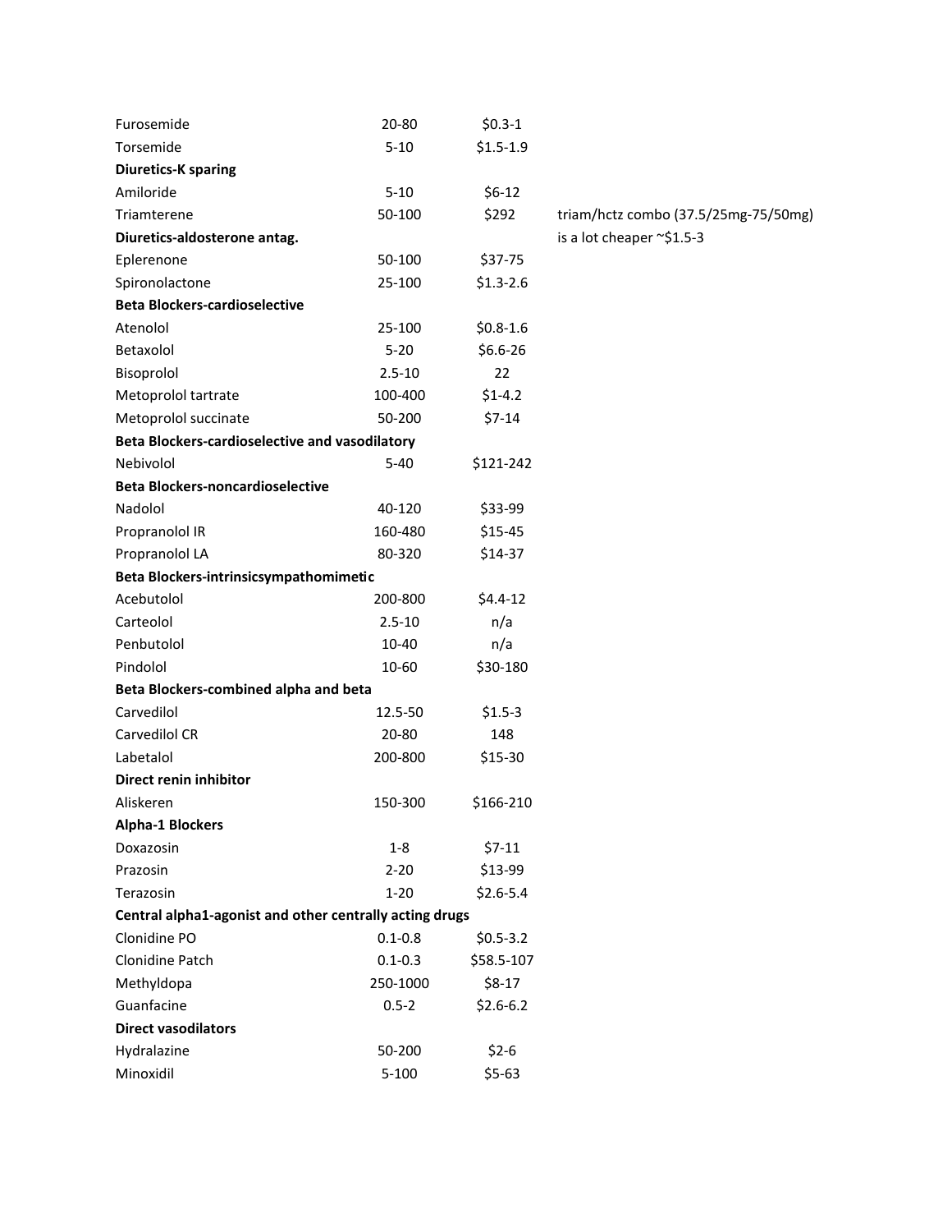| | | | |
|---|---|---|---|
| Furosemide | 20-80 | $0.3-1 | |
| Torsemide | 5-10 | $1.5-1.9 | |
| **Diuretics-K sparing** | | | |
| Amiloride | 5-10 | $6-12 | |
| Triamterene | 50-100 | $292 | triam/hctz combo (37.5/25mg-75/50mg) |
| **Diuretics-aldosterone antag.** | | | is a lot cheaper ~$1.5-3 |
| Eplerenone | 50-100 | $37-75 | |
| Spironolactone | 25-100 | $1.3-2.6 | |
| **Beta Blockers-cardioselective** | | | |
| Atenolol | 25-100 | $0.8-1.6 | |
| Betaxolol | 5-20 | $6.6-26 | |
| Bisoprolol | 2.5-10 | 22 | |
| Metoprolol tartrate | 100-400 | $1-4.2 | |
| Metoprolol succinate | 50-200 | $7-14 | |
| **Beta Blockers-cardioselective and vasodilatory** | | | |
| Nebivolol | 5-40 | $121-242 | |
| **Beta Blockers-noncardioselective** | | | |
| Nadolol | 40-120 | $33-99 | |
| Propranolol IR | 160-480 | $15-45 | |
| Propranolol LA | 80-320 | $14-37 | |
| **Beta Blockers-intrinsicsympathomimetic** | | | |
| Acebutolol | 200-800 | $4.4-12 | |
| Carteolol | 2.5-10 | n/a | |
| Penbutolol | 10-40 | n/a | |
| Pindolol | 10-60 | $30-180 | |
| **Beta Blockers-combined alpha and beta** | | | |
| Carvedilol | 12.5-50 | $1.5-3 | |
| Carvedilol CR | 20-80 | 148 | |
| Labetalol | 200-800 | $15-30 | |
| **Direct renin inhibitor** | | | |
| Aliskeren | 150-300 | $166-210 | |
| **Alpha-1 Blockers** | | | |
| Doxazosin | 1-8 | $7-11 | |
| Prazosin | 2-20 | $13-99 | |
| Terazosin | 1-20 | $2.6-5.4 | |
| **Central alpha1-agonist and other centrally acting drugs** | | | |
| Clonidine PO | 0.1-0.8 | $0.5-3.2 | |
| Clonidine Patch | 0.1-0.3 | $58.5-107 | |
| Methyldopa | 250-1000 | $8-17 | |
| Guanfacine | 0.5-2 | $2.6-6.2 | |
| **Direct vasodilators** | | | |
| Hydralazine | 50-200 | $2-6 | |
| Minoxidil | 5-100 | $5-63 | |